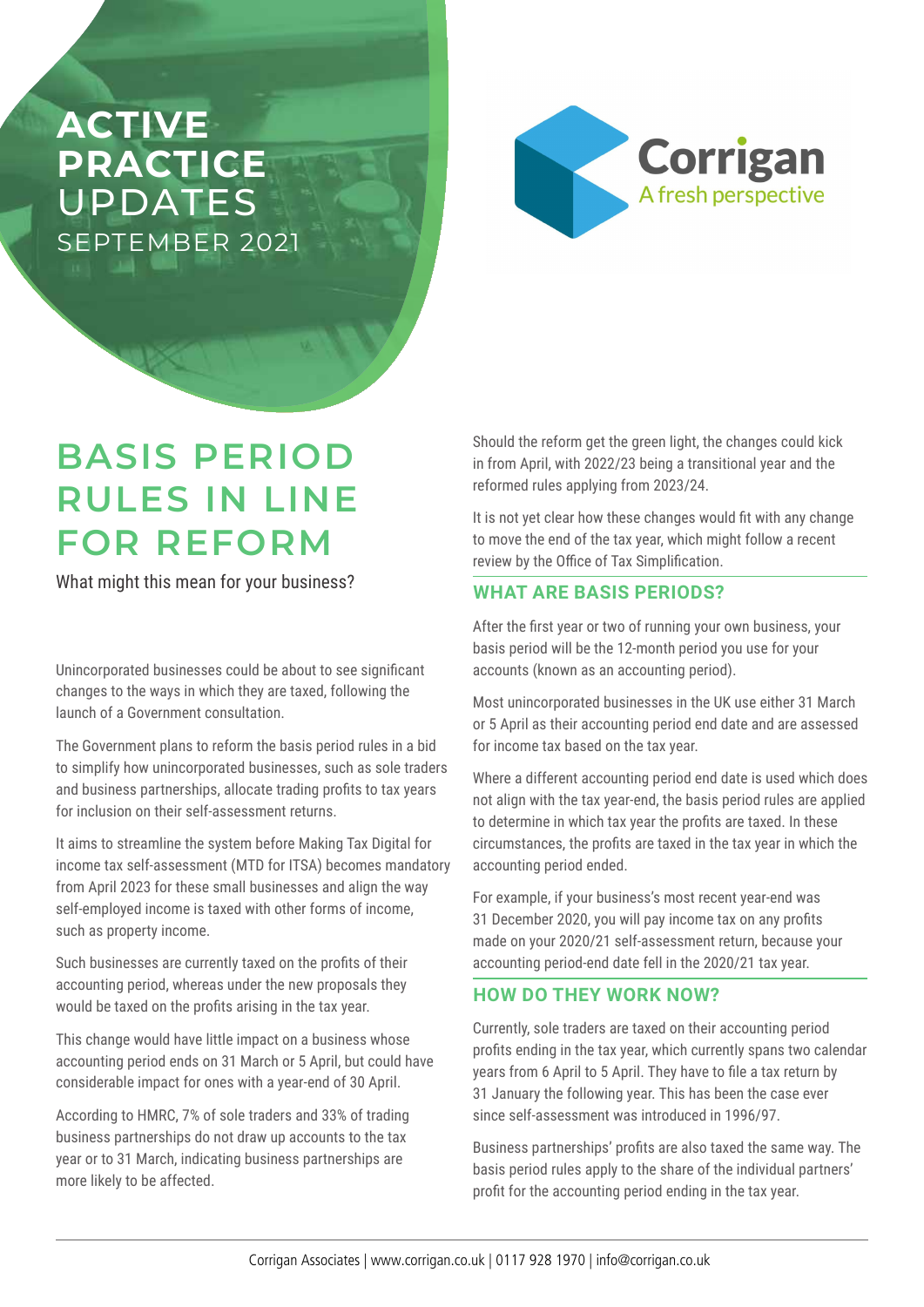# ACTIVE PRACTICE UPDATES

SEPTEMBER 2021

Corrigan
A fresh perspective

## BASIS PERIOD RULES IN LINE FOR REFORM

What might this mean for your business?

Unincorporated businesses could be about to see significant changes to the ways in which they are taxed, following the launch of a Government consultation.

The Government plans to reform the basis period rules in a bid to simplify how unincorporated businesses, such as sole traders and business partnerships, allocate trading profits to tax years for inclusion on their self-assessment returns.

It aims to streamline the system before Making Tax Digital for income tax self-assessment (MTD for ITSA) becomes mandatory from April 2023 for these small businesses and align the way self-employed income is taxed with other forms of income, such as property income.

Such businesses are currently taxed on the profits of their accounting period, whereas under the new proposals they would be taxed on the profits arising in the tax year.

This change would have little impact on a business whose accounting period ends on 31 March or 5 April, but could have considerable impact for ones with a year-end of 30 April.

According to HMRC, 7% of sole traders and 33% of trading business partnerships do not draw up accounts to the tax year or to 31 March, indicating business partnerships are more likely to be affected.

Should the reform get the green light, the changes could kick in from April, with 2022/23 being a transitional year and the reformed rules applying from 2023/24.

It is not yet clear how these changes would fit with any change to move the end of the tax year, which might follow a recent review by the Office of Tax Simplification.

### WHAT ARE BASIS PERIODS?

After the first year or two of running your own business, your basis period will be the 12-month period you use for your accounts (known as an accounting period).

Most unincorporated businesses in the UK use either 31 March or 5 April as their accounting period end date and are assessed for income tax based on the tax year.

Where a different accounting period end date is used which does not align with the tax year-end, the basis period rules are applied to determine in which tax year the profits are taxed. In these circumstances, the profits are taxed in the tax year in which the accounting period ended.

For example, if your business's most recent year-end was 31 December 2020, you will pay income tax on any profits made on your 2020/21 self-assessment return, because your accounting period-end date fell in the 2020/21 tax year.

### HOW DO THEY WORK NOW?

Currently, sole traders are taxed on their accounting period profits ending in the tax year, which currently spans two calendar years from 6 April to 5 April. They have to file a tax return by 31 January the following year. This has been the case ever since self-assessment was introduced in 1996/97.

Business partnerships' profits are also taxed the same way. The basis period rules apply to the share of the individual partners' profit for the accounting period ending in the tax year.

Corrigan Associates | www.corrigan.co.uk | 0117 928 1970 | info@corrigan.co.uk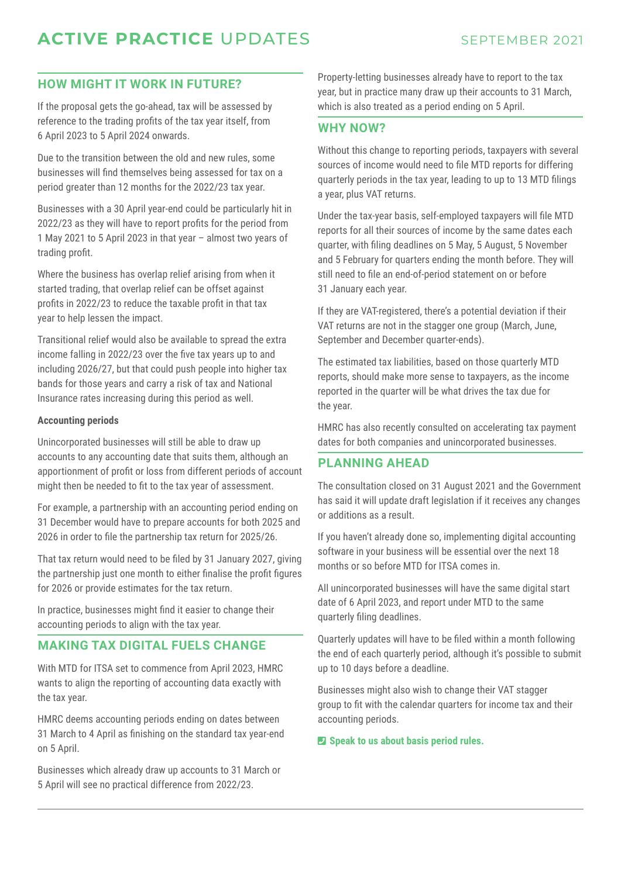## HOW MIGHT IT WORK IN FUTURE?

If the proposal gets the go-ahead, tax will be assessed by reference to the trading profits of the tax year itself, from 6 April 2023 to 5 April 2024 onwards.

Due to the transition between the old and new rules, some businesses will find themselves being assessed for tax on a period greater than 12 months for the 2022/23 tax year.

Businesses with a 30 April year-end could be particularly hit in 2022/23 as they will have to report profits for the period from 1 May 2021 to 5 April 2023 in that year – almost two years of trading profit.

Where the business has overlap relief arising from when it started trading, that overlap relief can be offset against profits in 2022/23 to reduce the taxable profit in that tax year to help lessen the impact.

Transitional relief would also be available to spread the extra income falling in 2022/23 over the five tax years up to and including 2026/27, but that could push people into higher tax bands for those years and carry a risk of tax and National Insurance rates increasing during this period as well.

### Accounting periods

Unincorporated businesses will still be able to draw up accounts to any accounting date that suits them, although an apportionment of profit or loss from different periods of account might then be needed to fit to the tax year of assessment.

For example, a partnership with an accounting period ending on 31 December would have to prepare accounts for both 2025 and 2026 in order to file the partnership tax return for 2025/26.

That tax return would need to be filed by 31 January 2027, giving the partnership just one month to either finalise the profit figures for 2026 or provide estimates for the tax return.

In practice, businesses might find it easier to change their accounting periods to align with the tax year.

## MAKING TAX DIGITAL FUELS CHANGE

With MTD for ITSA set to commence from April 2023, HMRC wants to align the reporting of accounting data exactly with the tax year.

HMRC deems accounting periods ending on dates between 31 March to 4 April as finishing on the standard tax year-end on 5 April.

Businesses which already draw up accounts to 31 March or 5 April will see no practical difference from 2022/23.

Property-letting businesses already have to report to the tax year, but in practice many draw up their accounts to 31 March, which is also treated as a period ending on 5 April.

## WHY NOW?

Without this change to reporting periods, taxpayers with several sources of income would need to file MTD reports for differing quarterly periods in the tax year, leading to up to 13 MTD filings a year, plus VAT returns.

Under the tax-year basis, self-employed taxpayers will file MTD reports for all their sources of income by the same dates each quarter, with filing deadlines on 5 May, 5 August, 5 November and 5 February for quarters ending the month before. They will still need to file an end-of-period statement on or before 31 January each year.

If they are VAT-registered, there's a potential deviation if their VAT returns are not in the stagger one group (March, June, September and December quarter-ends).

The estimated tax liabilities, based on those quarterly MTD reports, should make more sense to taxpayers, as the income reported in the quarter will be what drives the tax due for the year.

HMRC has also recently consulted on accelerating tax payment dates for both companies and unincorporated businesses.

## PLANNING AHEAD

The consultation closed on 31 August 2021 and the Government has said it will update draft legislation if it receives any changes or additions as a result.

If you haven't already done so, implementing digital accounting software in your business will be essential over the next 18 months or so before MTD for ITSA comes in.

All unincorporated businesses will have the same digital start date of 6 April 2023, and report under MTD to the same quarterly filing deadlines.

Quarterly updates will have to be filed within a month following the end of each quarterly period, although it's possible to submit up to 10 days before a deadline.

Businesses might also wish to change their VAT stagger group to fit with the calendar quarters for income tax and their accounting periods.

**Speak to us about basis period rules.**